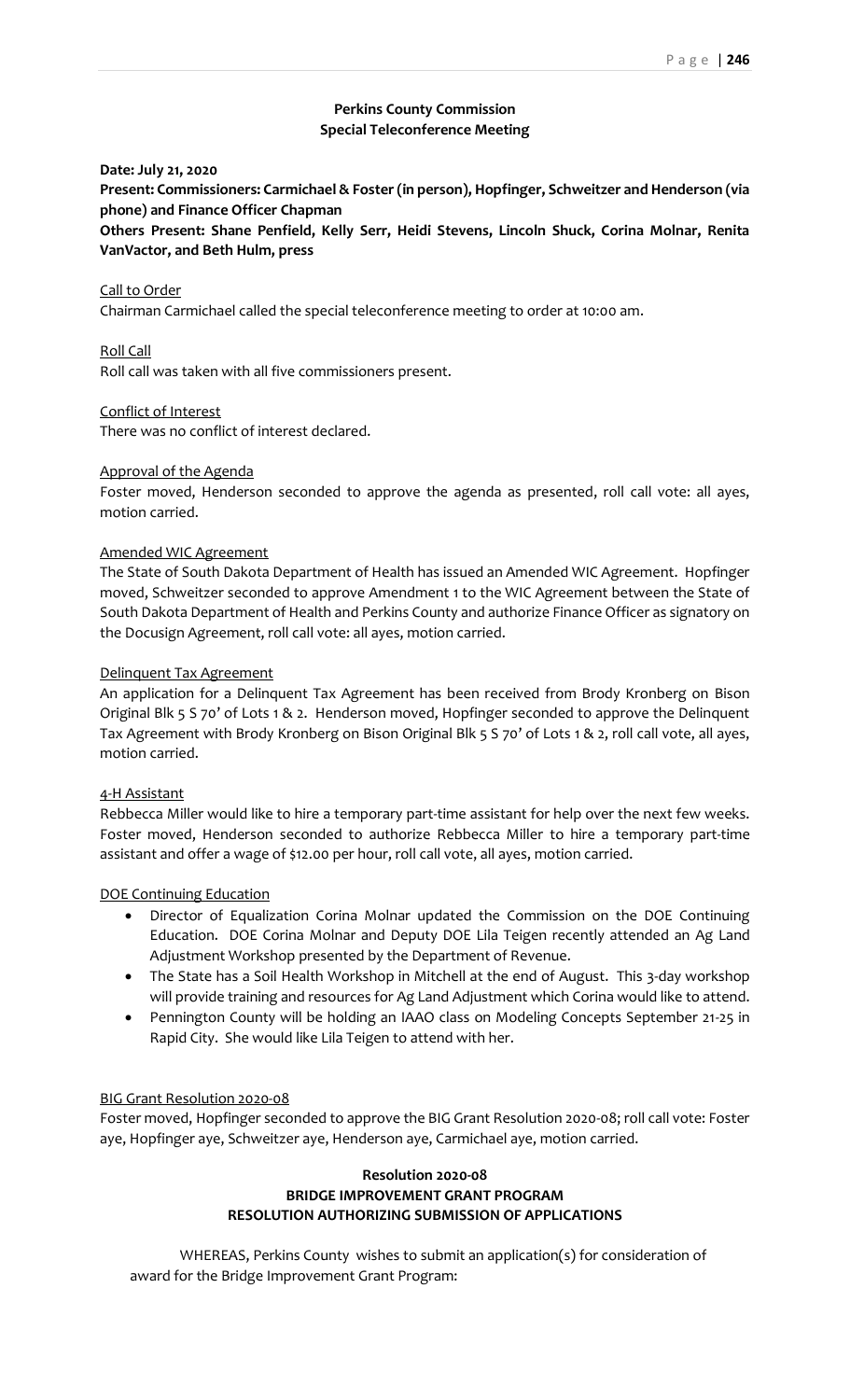## Perkins County Commission
## Special Teleconference Meeting

**Date: July 21, 2020**

**Present: Commissioners: Carmichael & Foster (in person), Hopfinger, Schweitzer and Henderson (via phone) and Finance Officer Chapman**

**Others Present: Shane Penfield, Kelly Serr, Heidi Stevens, Lincoln Shuck, Corina Molnar, Renita VanVactor, and Beth Hulm, press**

<u>Call to Order</u>

Chairman Carmichael called the special teleconference meeting to order at 10:00 am.

<u>Roll Call</u>

Roll call was taken with all five commissioners present.

<u>Conflict of Interest</u>

There was no conflict of interest declared.

<u>Approval of the Agenda</u>

Foster moved, Henderson seconded to approve the agenda as presented, roll call vote: all ayes, motion carried.

<u>Amended WIC Agreement</u>

The State of South Dakota Department of Health has issued an Amended WIC Agreement. Hopfinger moved, Schweitzer seconded to approve Amendment 1 to the WIC Agreement between the State of South Dakota Department of Health and Perkins County and authorize Finance Officer as signatory on the Docusign Agreement, roll call vote: all ayes, motion carried.

<u>Delinquent Tax Agreement</u>

An application for a Delinquent Tax Agreement has been received from Brody Kronberg on Bison Original Blk 5 S 70' of Lots 1 & 2. Henderson moved, Hopfinger seconded to approve the Delinquent Tax Agreement with Brody Kronberg on Bison Original Blk 5 S 70' of Lots 1 & 2, roll call vote, all ayes, motion carried.

<u>4-H Assistant</u>

Rebbecca Miller would like to hire a temporary part-time assistant for help over the next few weeks. Foster moved, Henderson seconded to authorize Rebbecca Miller to hire a temporary part-time assistant and offer a wage of $12.00 per hour, roll call vote, all ayes, motion carried.

<u>DOE Continuing Education</u>

- Director of Equalization Corina Molnar updated the Commission on the DOE Continuing Education. DOE Corina Molnar and Deputy DOE Lila Teigen recently attended an Ag Land Adjustment Workshop presented by the Department of Revenue.
- The State has a Soil Health Workshop in Mitchell at the end of August. This 3-day workshop will provide training and resources for Ag Land Adjustment which Corina would like to attend.
- Pennington County will be holding an IAAO class on Modeling Concepts September 21-25 in Rapid City. She would like Lila Teigen to attend with her.

<u>BIG Grant Resolution 2020-08</u>

Foster moved, Hopfinger seconded to approve the BIG Grant Resolution 2020-08; roll call vote: Foster aye, Hopfinger aye, Schweitzer aye, Henderson aye, Carmichael aye, motion carried.

### Resolution 2020-08
### BRIDGE IMPROVEMENT GRANT PROGRAM
### RESOLUTION AUTHORIZING SUBMISSION OF APPLICATIONS

WHEREAS, Perkins County wishes to submit an application(s) for consideration of award for the Bridge Improvement Grant Program: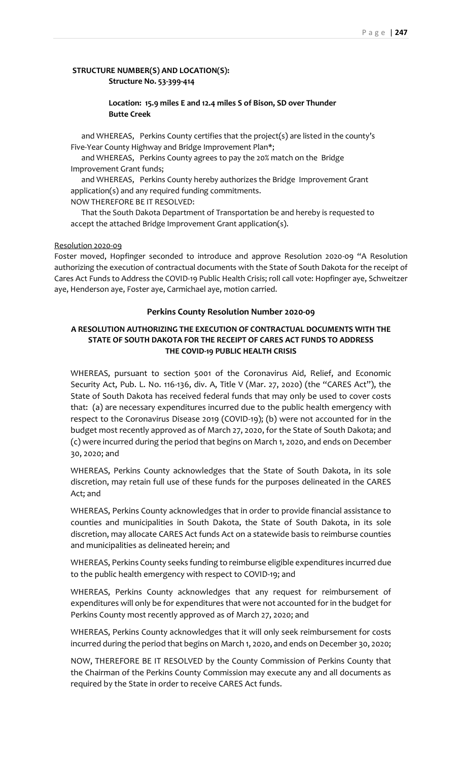**STRUCTURE NUMBER(S) AND LOCATION(S):**
**Structure No. 53-399-414**

**Location: 15.9 miles E and 12.4 miles S of Bison, SD over Thunder Butte Creek**

and WHEREAS, Perkins County certifies that the project(s) are listed in the county's Five-Year County Highway and Bridge Improvement Plan*;

and WHEREAS, Perkins County agrees to pay the 20% match on the Bridge Improvement Grant funds;

and WHEREAS, Perkins County hereby authorizes the Bridge Improvement Grant application(s) and any required funding commitments.

NOW THEREFORE BE IT RESOLVED:

That the South Dakota Department of Transportation be and hereby is requested to accept the attached Bridge Improvement Grant application(s).

Resolution 2020-09

Foster moved, Hopfinger seconded to introduce and approve Resolution 2020-09 "A Resolution authorizing the execution of contractual documents with the State of South Dakota for the receipt of Cares Act Funds to Address the COVID-19 Public Health Crisis; roll call vote: Hopfinger aye, Schweitzer aye, Henderson aye, Foster aye, Carmichael aye, motion carried.

**Perkins County Resolution Number 2020-09**

**A RESOLUTION AUTHORIZING THE EXECUTION OF CONTRACTUAL DOCUMENTS WITH THE STATE OF SOUTH DAKOTA FOR THE RECEIPT OF CARES ACT FUNDS TO ADDRESS THE COVID-19 PUBLIC HEALTH CRISIS**

WHEREAS, pursuant to section 5001 of the Coronavirus Aid, Relief, and Economic Security Act, Pub. L. No. 116-136, div. A, Title V (Mar. 27, 2020) (the "CARES Act"), the State of South Dakota has received federal funds that may only be used to cover costs that: (a) are necessary expenditures incurred due to the public health emergency with respect to the Coronavirus Disease 2019 (COVID-19); (b) were not accounted for in the budget most recently approved as of March 27, 2020, for the State of South Dakota; and (c) were incurred during the period that begins on March 1, 2020, and ends on December 30, 2020; and

WHEREAS, Perkins County acknowledges that the State of South Dakota, in its sole discretion, may retain full use of these funds for the purposes delineated in the CARES Act; and

WHEREAS, Perkins County acknowledges that in order to provide financial assistance to counties and municipalities in South Dakota, the State of South Dakota, in its sole discretion, may allocate CARES Act funds Act on a statewide basis to reimburse counties and municipalities as delineated herein; and

WHEREAS, Perkins County seeks funding to reimburse eligible expenditures incurred due to the public health emergency with respect to COVID-19; and

WHEREAS, Perkins County acknowledges that any request for reimbursement of expenditures will only be for expenditures that were not accounted for in the budget for Perkins County most recently approved as of March 27, 2020; and

WHEREAS, Perkins County acknowledges that it will only seek reimbursement for costs incurred during the period that begins on March 1, 2020, and ends on December 30, 2020;

NOW, THEREFORE BE IT RESOLVED by the County Commission of Perkins County that the Chairman of the Perkins County Commission may execute any and all documents as required by the State in order to receive CARES Act funds.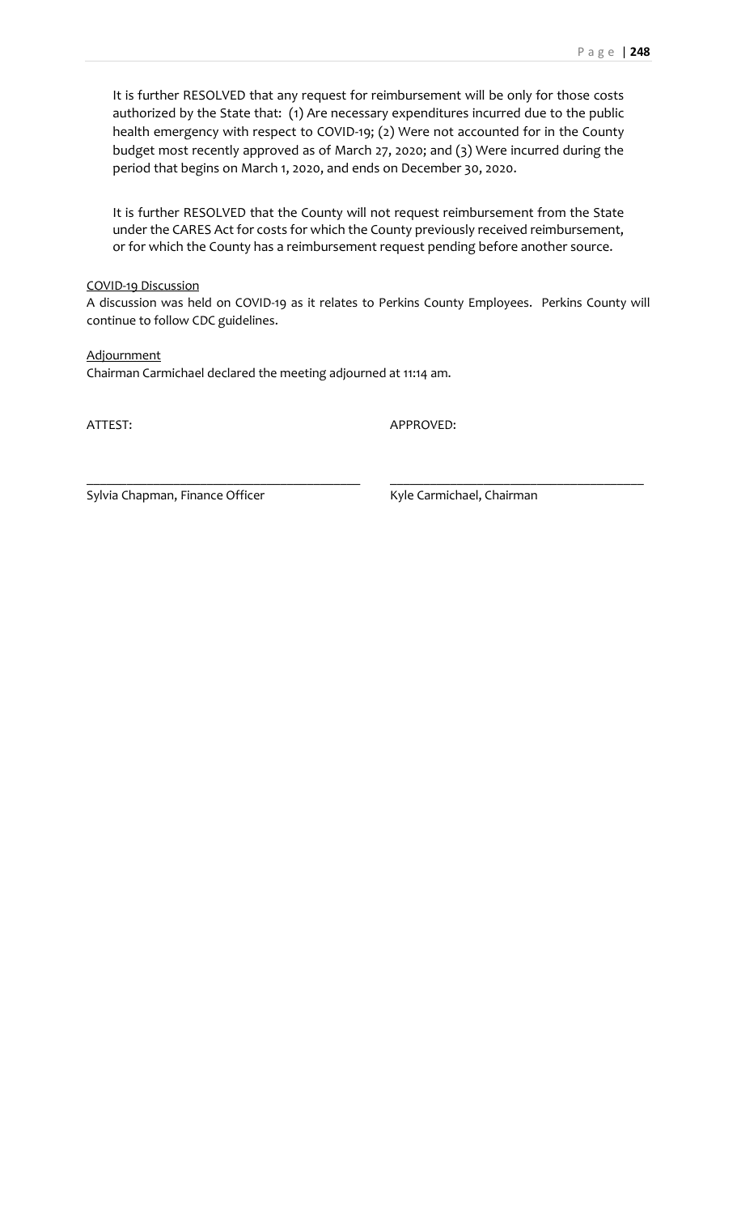It is further RESOLVED that any request for reimbursement will be only for those costs authorized by the State that: (1) Are necessary expenditures incurred due to the public health emergency with respect to COVID-19; (2) Were not accounted for in the County budget most recently approved as of March 27, 2020; and (3) Were incurred during the period that begins on March 1, 2020, and ends on December 30, 2020.

It is further RESOLVED that the County will not request reimbursement from the State under the CARES Act for costs for which the County previously received reimbursement, or for which the County has a reimbursement request pending before another source.

COVID-19 Discussion

A discussion was held on COVID-19 as it relates to Perkins County Employees. Perkins County will continue to follow CDC guidelines.

Adjournment

Chairman Carmichael declared the meeting adjourned at 11:14 am.

ATTEST: APPROVED:

\_\_\_\_\_\_\_\_\_\_\_\_\_\_\_\_\_\_\_\_\_\_\_\_\_\_\_\_\_\_\_\_\_\_\_\_\_\_\_\_ \_\_\_\_\_\_\_\_\_\_\_\_\_\_\_\_\_\_\_\_\_\_\_\_\_\_\_\_\_\_\_\_\_\_\_\_\_\_

Sylvia Chapman, Finance Officer Kyle Carmichael, Chairman